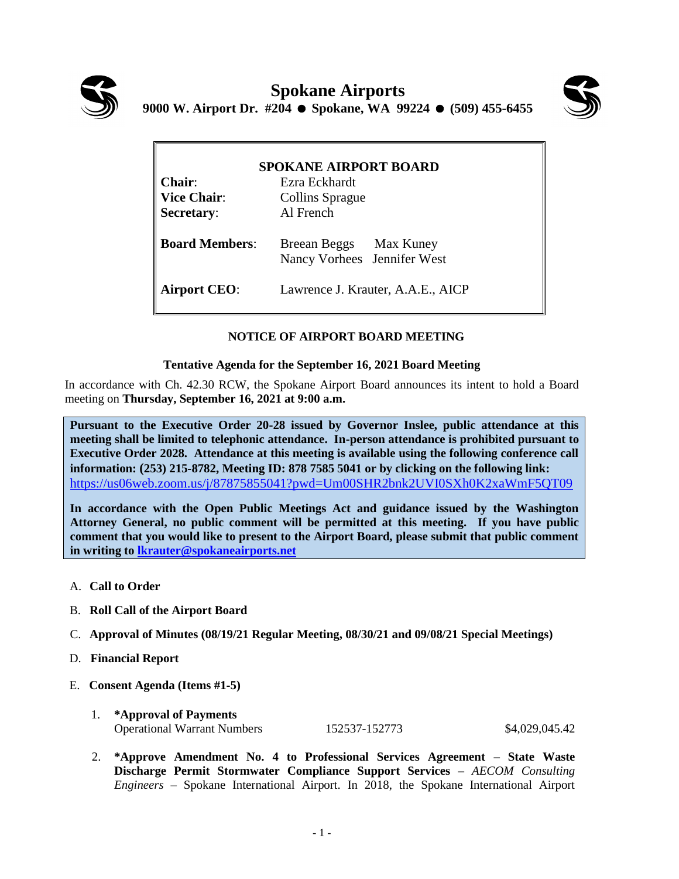# Spokane Airports

**9000 W. Airport Dr. #204 ● Spokane, WA 99224 ● (509) 455-6455**

## SPOKANE AIRPORT BOARD

| | |
|---|---|
| **Chair**: | Ezra Eckhardt |
| **Vice Chair**: | Collins Sprague |
| **Secretary**: | Al French |
| **Board Members**: | Breean Beggs, Max Kuney, Nancy Vorhees, Jennifer West |
| **Airport CEO**: | Lawrence J. Krauter, A.A.E., AICP |

### NOTICE OF AIRPORT BOARD MEETING

**Tentative Agenda for the September 16, 2021 Board Meeting**

In accordance with Ch. 42.30 RCW, the Spokane Airport Board announces its intent to hold a Board meeting on **Thursday, September 16, 2021 at 9:00 a.m.**

**Pursuant to the Executive Order 20-28 issued by Governor Inslee, public attendance at this meeting shall be limited to telephonic attendance. In-person attendance is prohibited pursuant to Executive Order 2028. Attendance at this meeting is available using the following conference call information: (253) 215-8782, Meeting ID: 878 7585 5041 or by clicking on the following link:** https://us06web.zoom.us/j/87875855041?pwd=Um00SHR2bnk2UVI0SXh0K2xaWmF5QT09

**In accordance with the Open Public Meetings Act and guidance issued by the Washington Attorney General, no public comment will be permitted at this meeting. If you have public comment that you would like to present to the Airport Board, please submit that public comment in writing to lkrauter@spokaneairports.net**

A. **Call to Order**

B. **Roll Call of the Airport Board**

C. **Approval of Minutes (08/19/21 Regular Meeting, 08/30/21 and 09/08/21 Special Meetings)**

D. **Financial Report**

E. **Consent Agenda (Items #1-5)**

1. **\*Approval of Payments**
   Operational Warrant Numbers 152537-152773 $4,029,045.42

2. **\*Approve Amendment No. 4 to Professional Services Agreement – State Waste Discharge Permit Stormwater Compliance Support Services –** *AECOM Consulting Engineers* – Spokane International Airport. In 2018, the Spokane International Airport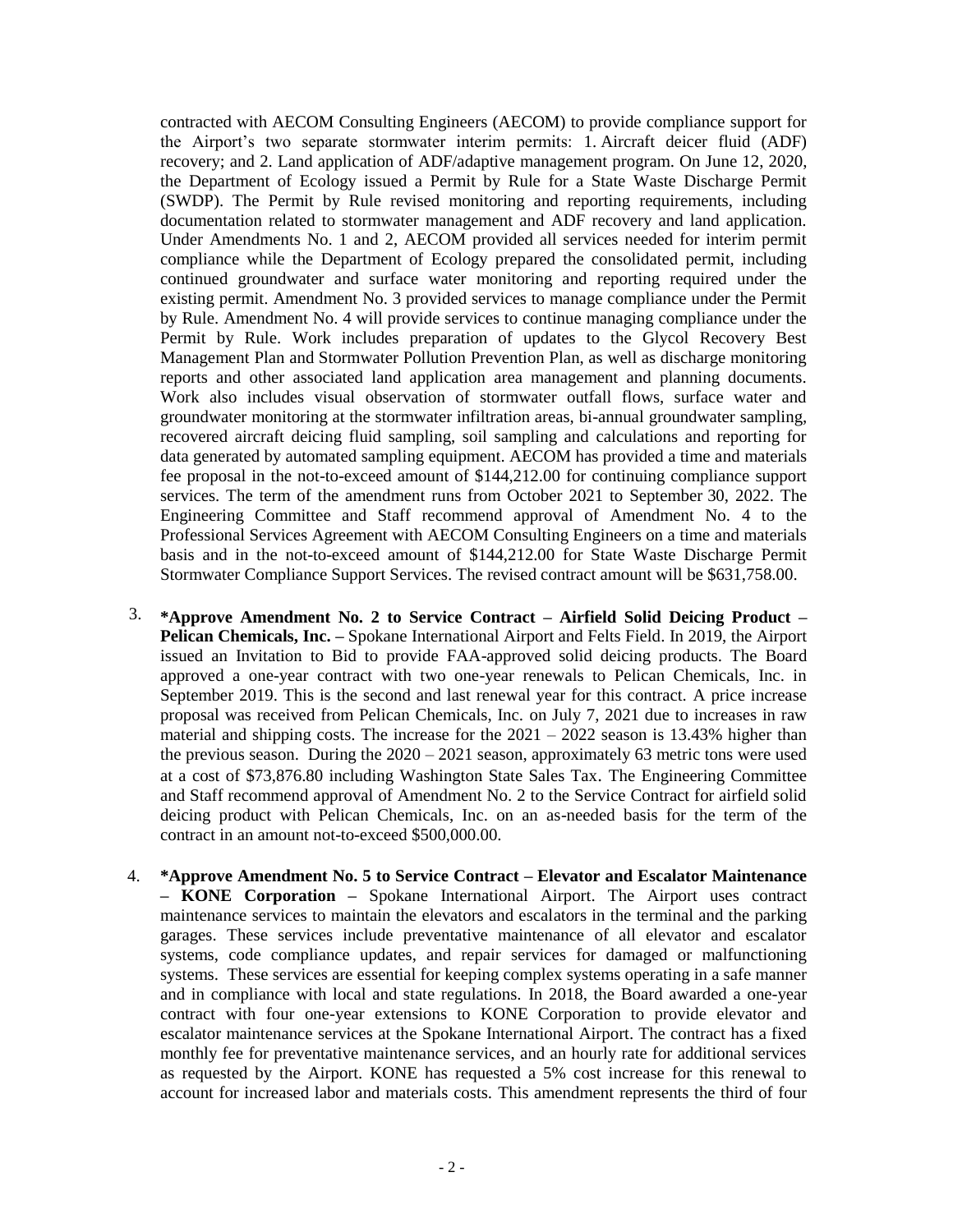contracted with AECOM Consulting Engineers (AECOM) to provide compliance support for the Airport's two separate stormwater interim permits: 1. Aircraft deicer fluid (ADF) recovery; and 2. Land application of ADF/adaptive management program. On June 12, 2020, the Department of Ecology issued a Permit by Rule for a State Waste Discharge Permit (SWDP). The Permit by Rule revised monitoring and reporting requirements, including documentation related to stormwater management and ADF recovery and land application. Under Amendments No. 1 and 2, AECOM provided all services needed for interim permit compliance while the Department of Ecology prepared the consolidated permit, including continued groundwater and surface water monitoring and reporting required under the existing permit. Amendment No. 3 provided services to manage compliance under the Permit by Rule. Amendment No. 4 will provide services to continue managing compliance under the Permit by Rule. Work includes preparation of updates to the Glycol Recovery Best Management Plan and Stormwater Pollution Prevention Plan, as well as discharge monitoring reports and other associated land application area management and planning documents. Work also includes visual observation of stormwater outfall flows, surface water and groundwater monitoring at the stormwater infiltration areas, bi-annual groundwater sampling, recovered aircraft deicing fluid sampling, soil sampling and calculations and reporting for data generated by automated sampling equipment. AECOM has provided a time and materials fee proposal in the not-to-exceed amount of $144,212.00 for continuing compliance support services. The term of the amendment runs from October 2021 to September 30, 2022. The Engineering Committee and Staff recommend approval of Amendment No. 4 to the Professional Services Agreement with AECOM Consulting Engineers on a time and materials basis and in the not-to-exceed amount of $144,212.00 for State Waste Discharge Permit Stormwater Compliance Support Services. The revised contract amount will be $631,758.00.

3. **\*Approve Amendment No. 2 to Service Contract – Airfield Solid Deicing Product – Pelican Chemicals, Inc. –** Spokane International Airport and Felts Field. In 2019, the Airport issued an Invitation to Bid to provide FAA-approved solid deicing products. The Board approved a one-year contract with two one-year renewals to Pelican Chemicals, Inc. in September 2019. This is the second and last renewal year for this contract. A price increase proposal was received from Pelican Chemicals, Inc. on July 7, 2021 due to increases in raw material and shipping costs. The increase for the 2021 – 2022 season is 13.43% higher than the previous season. During the 2020 – 2021 season, approximately 63 metric tons were used at a cost of $73,876.80 including Washington State Sales Tax. The Engineering Committee and Staff recommend approval of Amendment No. 2 to the Service Contract for airfield solid deicing product with Pelican Chemicals, Inc. on an as-needed basis for the term of the contract in an amount not-to-exceed $500,000.00.

4. **\*Approve Amendment No. 5 to Service Contract – Elevator and Escalator Maintenance – KONE Corporation –** Spokane International Airport. The Airport uses contract maintenance services to maintain the elevators and escalators in the terminal and the parking garages. These services include preventative maintenance of all elevator and escalator systems, code compliance updates, and repair services for damaged or malfunctioning systems. These services are essential for keeping complex systems operating in a safe manner and in compliance with local and state regulations. In 2018, the Board awarded a one-year contract with four one-year extensions to KONE Corporation to provide elevator and escalator maintenance services at the Spokane International Airport. The contract has a fixed monthly fee for preventative maintenance services, and an hourly rate for additional services as requested by the Airport. KONE has requested a 5% cost increase for this renewal to account for increased labor and materials costs. This amendment represents the third of four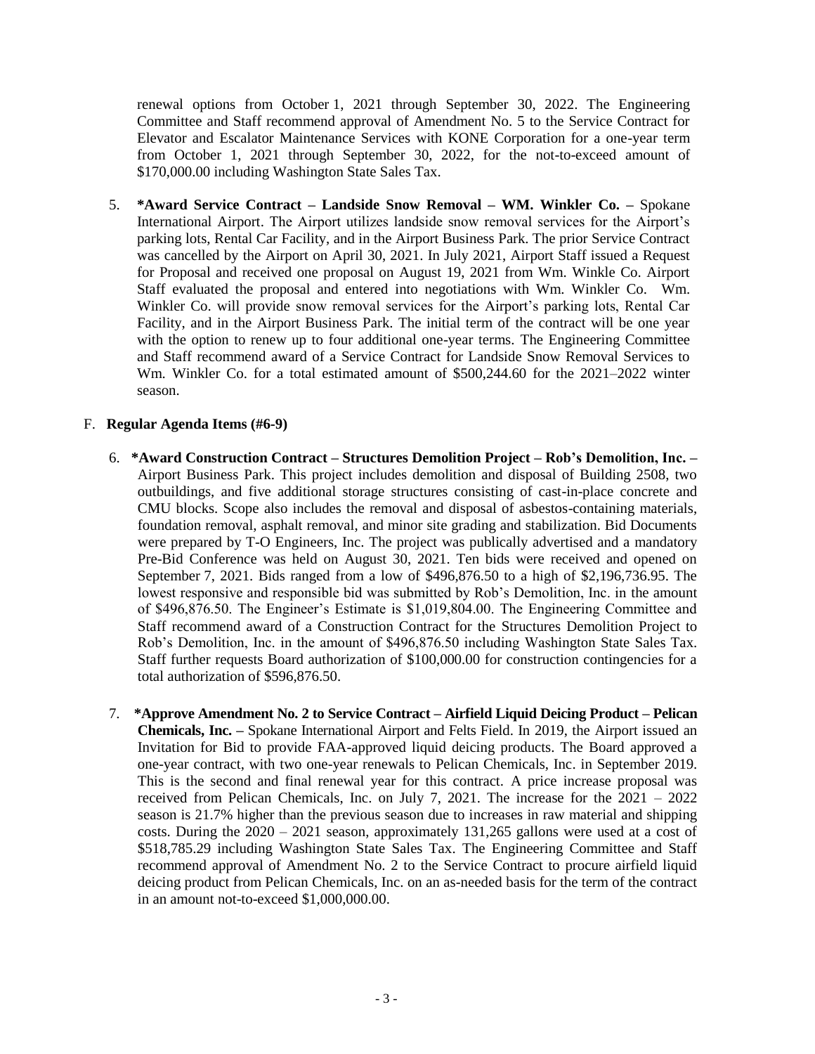renewal options from October 1, 2021 through September 30, 2022. The Engineering Committee and Staff recommend approval of Amendment No. 5 to the Service Contract for Elevator and Escalator Maintenance Services with KONE Corporation for a one-year term from October 1, 2021 through September 30, 2022, for the not-to-exceed amount of $170,000.00 including Washington State Sales Tax.

5. **\*Award Service Contract – Landside Snow Removal – WM. Winkler Co. –** Spokane International Airport. The Airport utilizes landside snow removal services for the Airport's parking lots, Rental Car Facility, and in the Airport Business Park. The prior Service Contract was cancelled by the Airport on April 30, 2021. In July 2021, Airport Staff issued a Request for Proposal and received one proposal on August 19, 2021 from Wm. Winkle Co. Airport Staff evaluated the proposal and entered into negotiations with Wm. Winkler Co. Wm. Winkler Co. will provide snow removal services for the Airport's parking lots, Rental Car Facility, and in the Airport Business Park. The initial term of the contract will be one year with the option to renew up to four additional one-year terms. The Engineering Committee and Staff recommend award of a Service Contract for Landside Snow Removal Services to Wm. Winkler Co. for a total estimated amount of $500,244.60 for the 2021–2022 winter season.

F. **Regular Agenda Items (#6-9)**

6. **\*Award Construction Contract – Structures Demolition Project – Rob's Demolition, Inc. –** Airport Business Park. This project includes demolition and disposal of Building 2508, two outbuildings, and five additional storage structures consisting of cast-in-place concrete and CMU blocks. Scope also includes the removal and disposal of asbestos-containing materials, foundation removal, asphalt removal, and minor site grading and stabilization. Bid Documents were prepared by T-O Engineers, Inc. The project was publically advertised and a mandatory Pre-Bid Conference was held on August 30, 2021. Ten bids were received and opened on September 7, 2021. Bids ranged from a low of $496,876.50 to a high of $2,196,736.95. The lowest responsive and responsible bid was submitted by Rob's Demolition, Inc. in the amount of $496,876.50. The Engineer's Estimate is $1,019,804.00. The Engineering Committee and Staff recommend award of a Construction Contract for the Structures Demolition Project to Rob's Demolition, Inc. in the amount of $496,876.50 including Washington State Sales Tax. Staff further requests Board authorization of $100,000.00 for construction contingencies for a total authorization of $596,876.50.

7. **\*Approve Amendment No. 2 to Service Contract – Airfield Liquid Deicing Product – Pelican Chemicals, Inc. –** Spokane International Airport and Felts Field. In 2019, the Airport issued an Invitation for Bid to provide FAA-approved liquid deicing products. The Board approved a one-year contract, with two one-year renewals to Pelican Chemicals, Inc. in September 2019. This is the second and final renewal year for this contract. A price increase proposal was received from Pelican Chemicals, Inc. on July 7, 2021. The increase for the 2021 – 2022 season is 21.7% higher than the previous season due to increases in raw material and shipping costs. During the 2020 – 2021 season, approximately 131,265 gallons were used at a cost of $518,785.29 including Washington State Sales Tax. The Engineering Committee and Staff recommend approval of Amendment No. 2 to the Service Contract to procure airfield liquid deicing product from Pelican Chemicals, Inc. on an as-needed basis for the term of the contract in an amount not-to-exceed $1,000,000.00.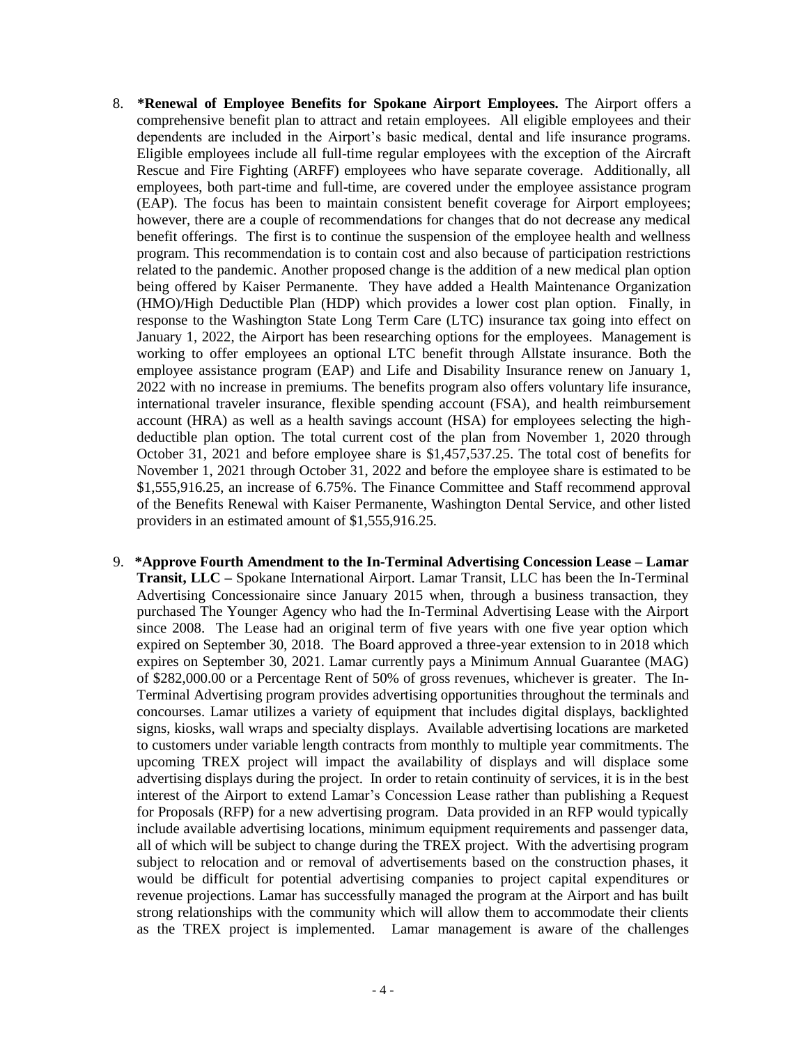8. ***Renewal of Employee Benefits for Spokane Airport Employees.** The Airport offers a comprehensive benefit plan to attract and retain employees. All eligible employees and their dependents are included in the Airport's basic medical, dental and life insurance programs. Eligible employees include all full-time regular employees with the exception of the Aircraft Rescue and Fire Fighting (ARFF) employees who have separate coverage. Additionally, all employees, both part-time and full-time, are covered under the employee assistance program (EAP). The focus has been to maintain consistent benefit coverage for Airport employees; however, there are a couple of recommendations for changes that do not decrease any medical benefit offerings. The first is to continue the suspension of the employee health and wellness program. This recommendation is to contain cost and also because of participation restrictions related to the pandemic. Another proposed change is the addition of a new medical plan option being offered by Kaiser Permanente. They have added a Health Maintenance Organization (HMO)/High Deductible Plan (HDP) which provides a lower cost plan option. Finally, in response to the Washington State Long Term Care (LTC) insurance tax going into effect on January 1, 2022, the Airport has been researching options for the employees. Management is working to offer employees an optional LTC benefit through Allstate insurance. Both the employee assistance program (EAP) and Life and Disability Insurance renew on January 1, 2022 with no increase in premiums. The benefits program also offers voluntary life insurance, international traveler insurance, flexible spending account (FSA), and health reimbursement account (HRA) as well as a health savings account (HSA) for employees selecting the high-deductible plan option. The total current cost of the plan from November 1, 2020 through October 31, 2021 and before employee share is $1,457,537.25. The total cost of benefits for November 1, 2021 through October 31, 2022 and before the employee share is estimated to be $1,555,916.25, an increase of 6.75%. The Finance Committee and Staff recommend approval of the Benefits Renewal with Kaiser Permanente, Washington Dental Service, and other listed providers in an estimated amount of $1,555,916.25.

9. ***Approve Fourth Amendment to the In-Terminal Advertising Concession Lease – Lamar Transit, LLC –** Spokane International Airport. Lamar Transit, LLC has been the In-Terminal Advertising Concessionaire since January 2015 when, through a business transaction, they purchased The Younger Agency who had the In-Terminal Advertising Lease with the Airport since 2008. The Lease had an original term of five years with one five year option which expired on September 30, 2018. The Board approved a three-year extension to in 2018 which expires on September 30, 2021. Lamar currently pays a Minimum Annual Guarantee (MAG) of $282,000.00 or a Percentage Rent of 50% of gross revenues, whichever is greater. The In-Terminal Advertising program provides advertising opportunities throughout the terminals and concourses. Lamar utilizes a variety of equipment that includes digital displays, backlighted signs, kiosks, wall wraps and specialty displays. Available advertising locations are marketed to customers under variable length contracts from monthly to multiple year commitments. The upcoming TREX project will impact the availability of displays and will displace some advertising displays during the project. In order to retain continuity of services, it is in the best interest of the Airport to extend Lamar's Concession Lease rather than publishing a Request for Proposals (RFP) for a new advertising program. Data provided in an RFP would typically include available advertising locations, minimum equipment requirements and passenger data, all of which will be subject to change during the TREX project. With the advertising program subject to relocation and or removal of advertisements based on the construction phases, it would be difficult for potential advertising companies to project capital expenditures or revenue projections. Lamar has successfully managed the program at the Airport and has built strong relationships with the community which will allow them to accommodate their clients as the TREX project is implemented. Lamar management is aware of the challenges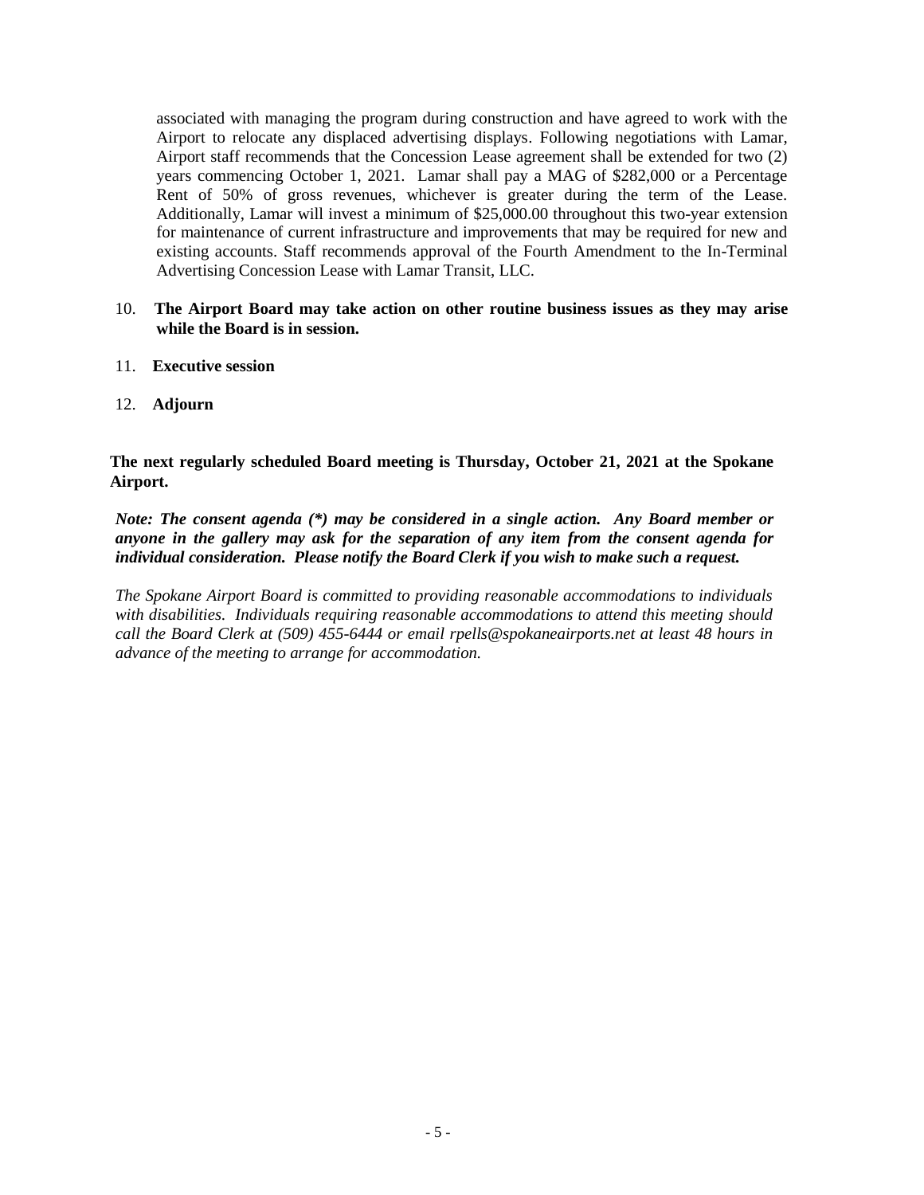associated with managing the program during construction and have agreed to work with the Airport to relocate any displaced advertising displays. Following negotiations with Lamar, Airport staff recommends that the Concession Lease agreement shall be extended for two (2) years commencing October 1, 2021. Lamar shall pay a MAG of $282,000 or a Percentage Rent of 50% of gross revenues, whichever is greater during the term of the Lease. Additionally, Lamar will invest a minimum of $25,000.00 throughout this two-year extension for maintenance of current infrastructure and improvements that may be required for new and existing accounts. Staff recommends approval of the Fourth Amendment to the In-Terminal Advertising Concession Lease with Lamar Transit, LLC.

10. **The Airport Board may take action on other routine business issues as they may arise while the Board is in session.**

11. **Executive session**

12. **Adjourn**

**The next regularly scheduled Board meeting is Thursday, October 21, 2021 at the Spokane Airport.**

***Note: The consent agenda (*) may be considered in a single action. Any Board member or anyone in the gallery may ask for the separation of any item from the consent agenda for individual consideration. Please notify the Board Clerk if you wish to make such a request.***

*The Spokane Airport Board is committed to providing reasonable accommodations to individuals with disabilities. Individuals requiring reasonable accommodations to attend this meeting should call the Board Clerk at (509) 455-6444 or email rpells@spokaneairports.net at least 48 hours in advance of the meeting to arrange for accommodation.*